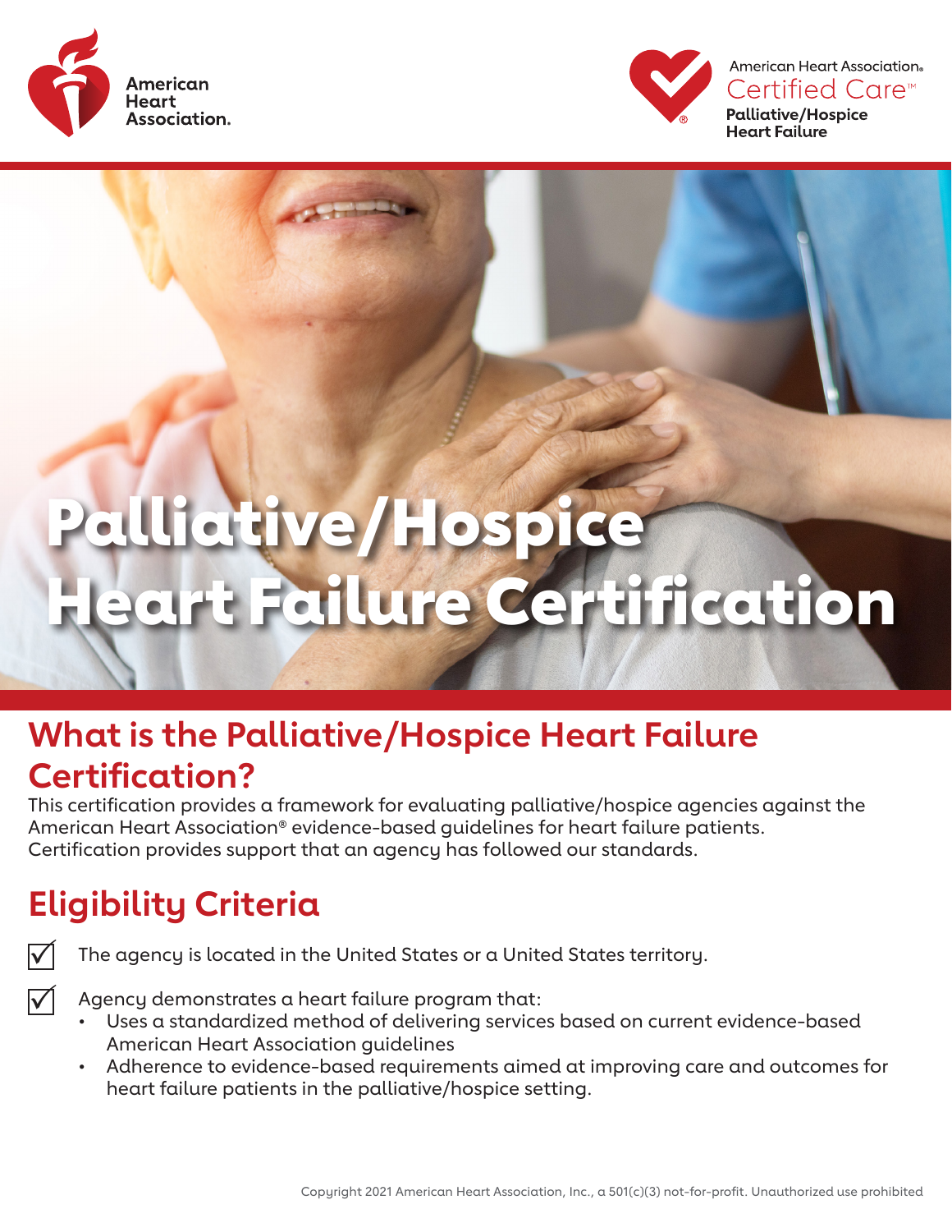American Heart Association.

American Heart Association® Certified Care℠ Palliative/Hospice Heart Failure

# Palliative/Hospice Heart Failure Certification

## What is the Palliative/Hospice Heart Failure Certification?

This certification provides a framework for evaluating palliative/hospice agencies against the American Heart Association® evidence-based guidelines for heart failure patients. Certification provides support that an agency has followed our standards.

## Eligibility Criteria

- ☑ The agency is located in the United States or a United States territory.
- ☑ Agency demonstrates a heart failure program that:
  - Uses a standardized method of delivering services based on current evidence-based American Heart Association guidelines
  - Adherence to evidence-based requirements aimed at improving care and outcomes for heart failure patients in the palliative/hospice setting.

Copyright 2021 American Heart Association, Inc., a 501(c)(3) not-for-profit. Unauthorized use prohibited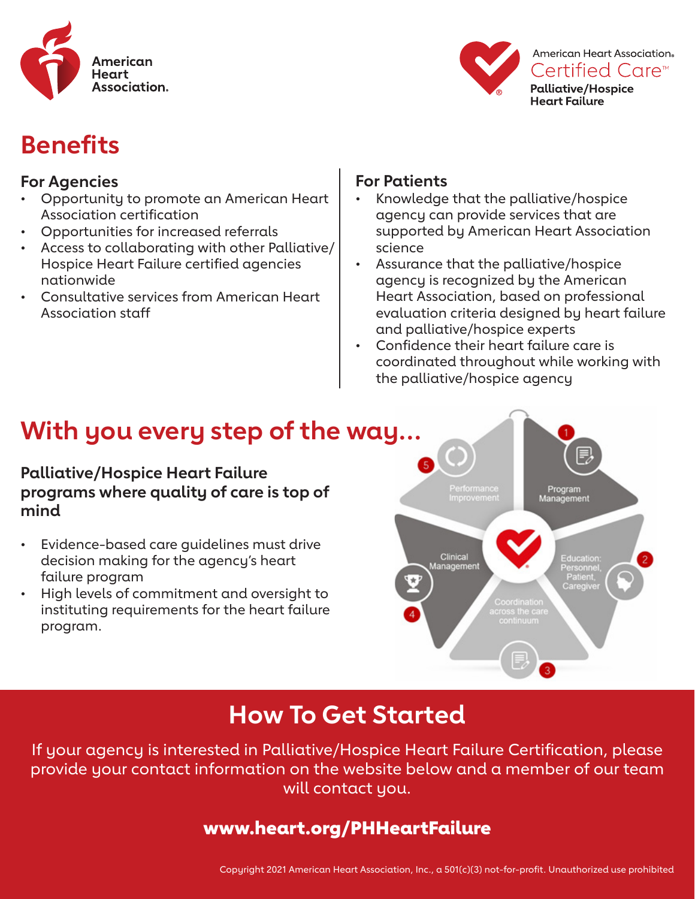American Heart Association.

American Heart Association® Certified Care™ Palliative/Hospice Heart Failure

# Benefits

## For Agencies

- Opportunity to promote an American Heart Association certification
- Opportunities for increased referrals
- Access to collaborating with other Palliative/ Hospice Heart Failure certified agencies nationwide
- Consultative services from American Heart Association staff

## For Patients

- Knowledge that the palliative/hospice agency can provide services that are supported by American Heart Association science
- Assurance that the palliative/hospice agency is recognized by the American Heart Association, based on professional evaluation criteria designed by heart failure and palliative/hospice experts
- Confidence their heart failure care is coordinated throughout while working with the palliative/hospice agency

# With you every step of the way...

### Palliative/Hospice Heart Failure programs where quality of care is top of mind

- Evidence-based care guidelines must drive decision making for the agency's heart failure program
- High levels of commitment and oversight to instituting requirements for the heart failure program.

1 Program Management
2 Education: Personnel, Patient, Caregiver
3 Coordination across the care continuum
4 Clinical Management
5 Performance Improvement

# How To Get Started

If your agency is interested in Palliative/Hospice Heart Failure Certification, please provide your contact information on the website below and a member of our team will contact you.

**www.heart.org/PHHeartFailure**

Copyright 2021 American Heart Association, Inc., a 501(c)(3) not-for-profit. Unauthorized use prohibited